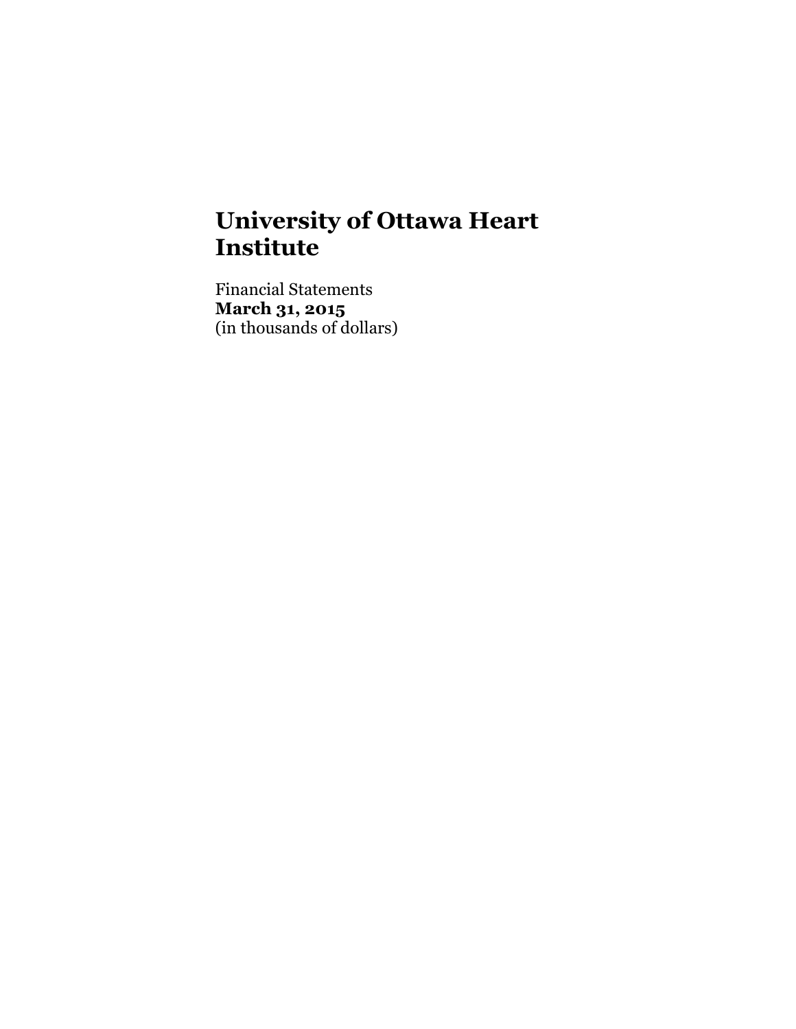# University of Ottawa Heart Institute

Financial Statements
**March 31, 2015**
(in thousands of dollars)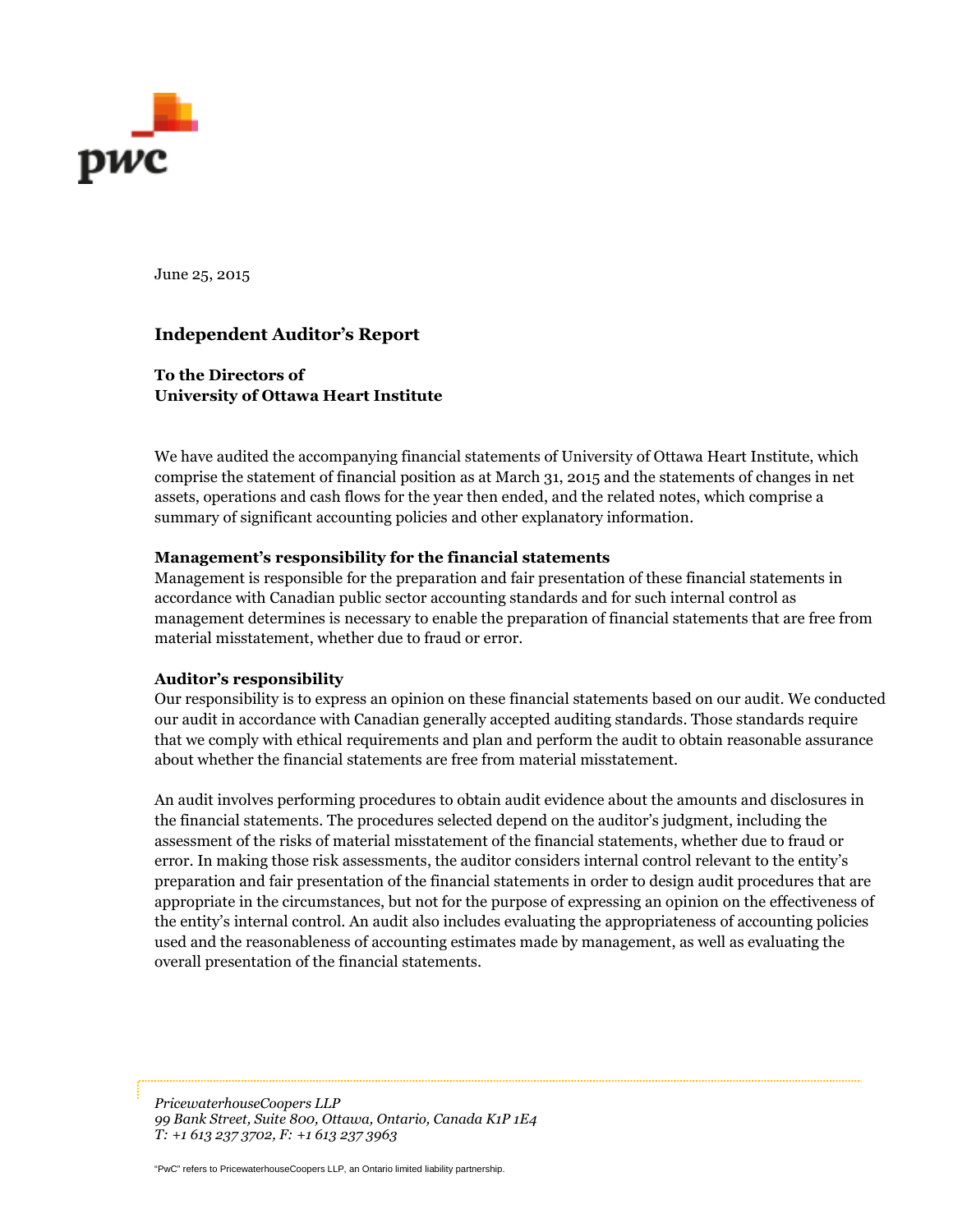June 25, 2015

## Independent Auditor's Report

**To the Directors of**
**University of Ottawa Heart Institute**

We have audited the accompanying financial statements of University of Ottawa Heart Institute, which comprise the statement of financial position as at March 31, 2015 and the statements of changes in net assets, operations and cash flows for the year then ended, and the related notes, which comprise a summary of significant accounting policies and other explanatory information.

**Management's responsibility for the financial statements**
Management is responsible for the preparation and fair presentation of these financial statements in accordance with Canadian public sector accounting standards and for such internal control as management determines is necessary to enable the preparation of financial statements that are free from material misstatement, whether due to fraud or error.

**Auditor's responsibility**
Our responsibility is to express an opinion on these financial statements based on our audit. We conducted our audit in accordance with Canadian generally accepted auditing standards. Those standards require that we comply with ethical requirements and plan and perform the audit to obtain reasonable assurance about whether the financial statements are free from material misstatement.

An audit involves performing procedures to obtain audit evidence about the amounts and disclosures in the financial statements. The procedures selected depend on the auditor's judgment, including the assessment of the risks of material misstatement of the financial statements, whether due to fraud or error. In making those risk assessments, the auditor considers internal control relevant to the entity's preparation and fair presentation of the financial statements in order to design audit procedures that are appropriate in the circumstances, but not for the purpose of expressing an opinion on the effectiveness of the entity's internal control. An audit also includes evaluating the appropriateness of accounting policies used and the reasonableness of accounting estimates made by management, as well as evaluating the overall presentation of the financial statements.

*PricewaterhouseCoopers LLP*
*99 Bank Street, Suite 800, Ottawa, Ontario, Canada K1P 1E4*
*T: +1 613 237 3702, F: +1 613 237 3963*

"PwC" refers to PricewaterhouseCoopers LLP, an Ontario limited liability partnership.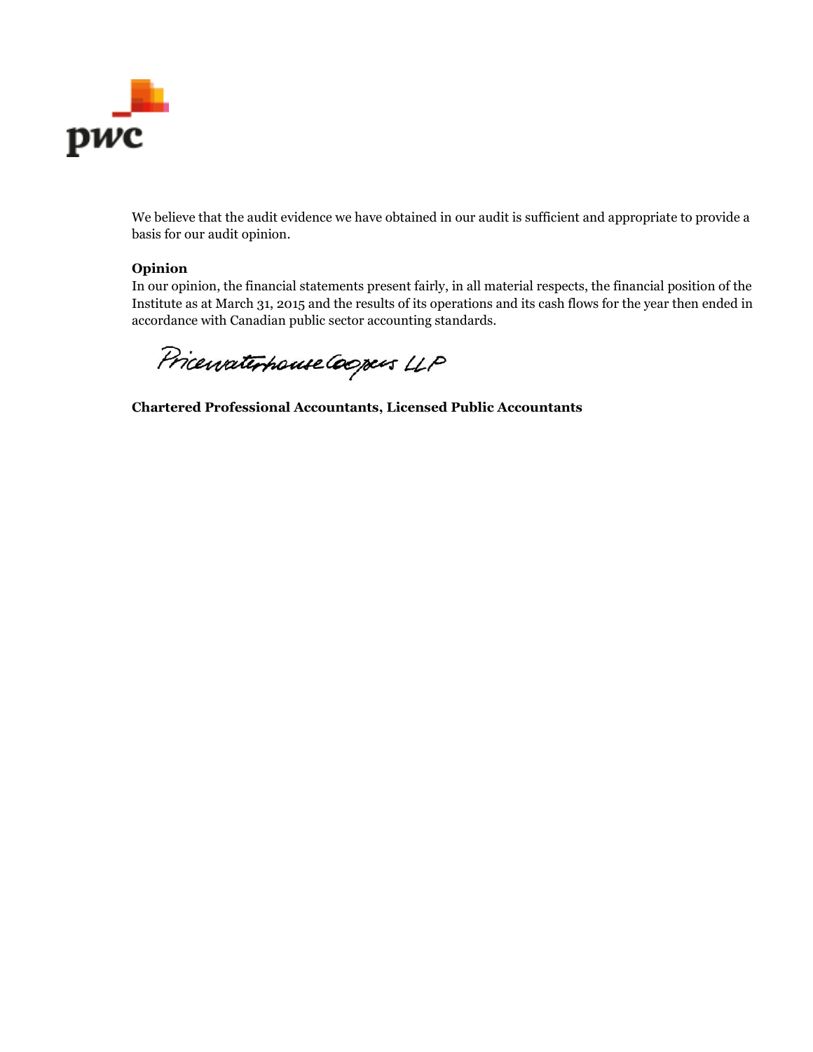We believe that the audit evidence we have obtained in our audit is sufficient and appropriate to provide a basis for our audit opinion.

**Opinion**

In our opinion, the financial statements present fairly, in all material respects, the financial position of the Institute as at March 31, 2015 and the results of its operations and its cash flows for the year then ended in accordance with Canadian public sector accounting standards.

PricewaterhouseCoopers LLP

**Chartered Professional Accountants, Licensed Public Accountants**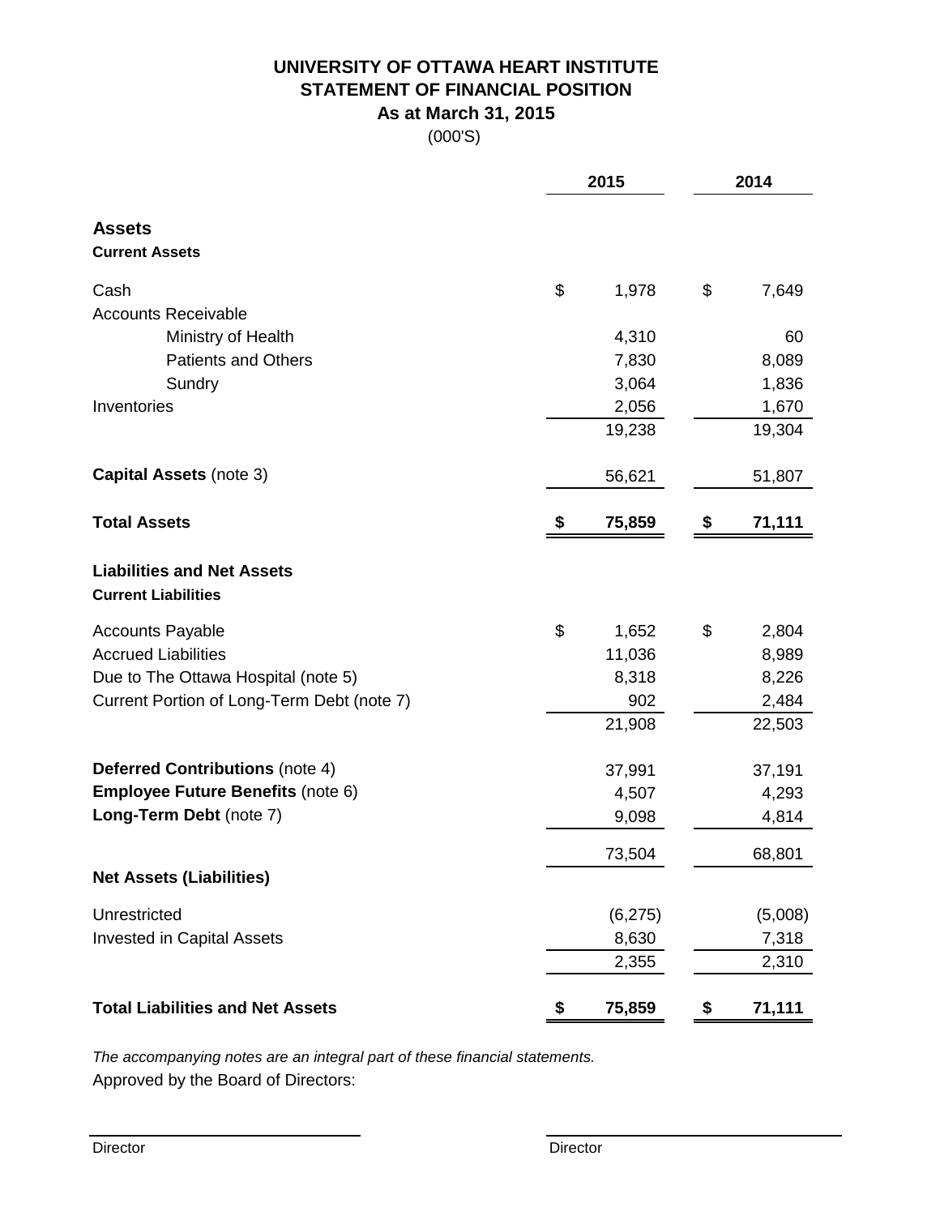# UNIVERSITY OF OTTAWA HEART INSTITUTE
## STATEMENT OF FINANCIAL POSITION
### As at March 31, 2015
(000'S)

| | 2015 | 2014 |
|---|---|---|
| **Assets** | | |
| **Current Assets** | | |
| Cash | $ 1,978 | $ 7,649 |
| Accounts Receivable | | |
| Ministry of Health | 4,310 | 60 |
| Patients and Others | 7,830 | 8,089 |
| Sundry | 3,064 | 1,836 |
| Inventories | 2,056 | 1,670 |
| | 19,238 | 19,304 |
| **Capital Assets** (note 3) | 56,621 | 51,807 |
| **Total Assets** | **$ 75,859** | **$ 71,111** |
| **Liabilities and Net Assets** | | |
| **Current Liabilities** | | |
| Accounts Payable | $ 1,652 | $ 2,804 |
| Accrued Liabilities | 11,036 | 8,989 |
| Due to The Ottawa Hospital (note 5) | 8,318 | 8,226 |
| Current Portion of Long-Term Debt (note 7) | 902 | 2,484 |
| | 21,908 | 22,503 |
| **Deferred Contributions** (note 4) | 37,991 | 37,191 |
| **Employee Future Benefits** (note 6) | 4,507 | 4,293 |
| **Long-Term Debt** (note 7) | 9,098 | 4,814 |
| | 73,504 | 68,801 |
| **Net Assets (Liabilities)** | | |
| Unrestricted | (6,275) | (5,008) |
| Invested in Capital Assets | 8,630 | 7,318 |
| | 2,355 | 2,310 |
| **Total Liabilities and Net Assets** | **$ 75,859** | **$ 71,111** |

*The accompanying notes are an integral part of these financial statements.*

Approved by the Board of Directors:

Director

Director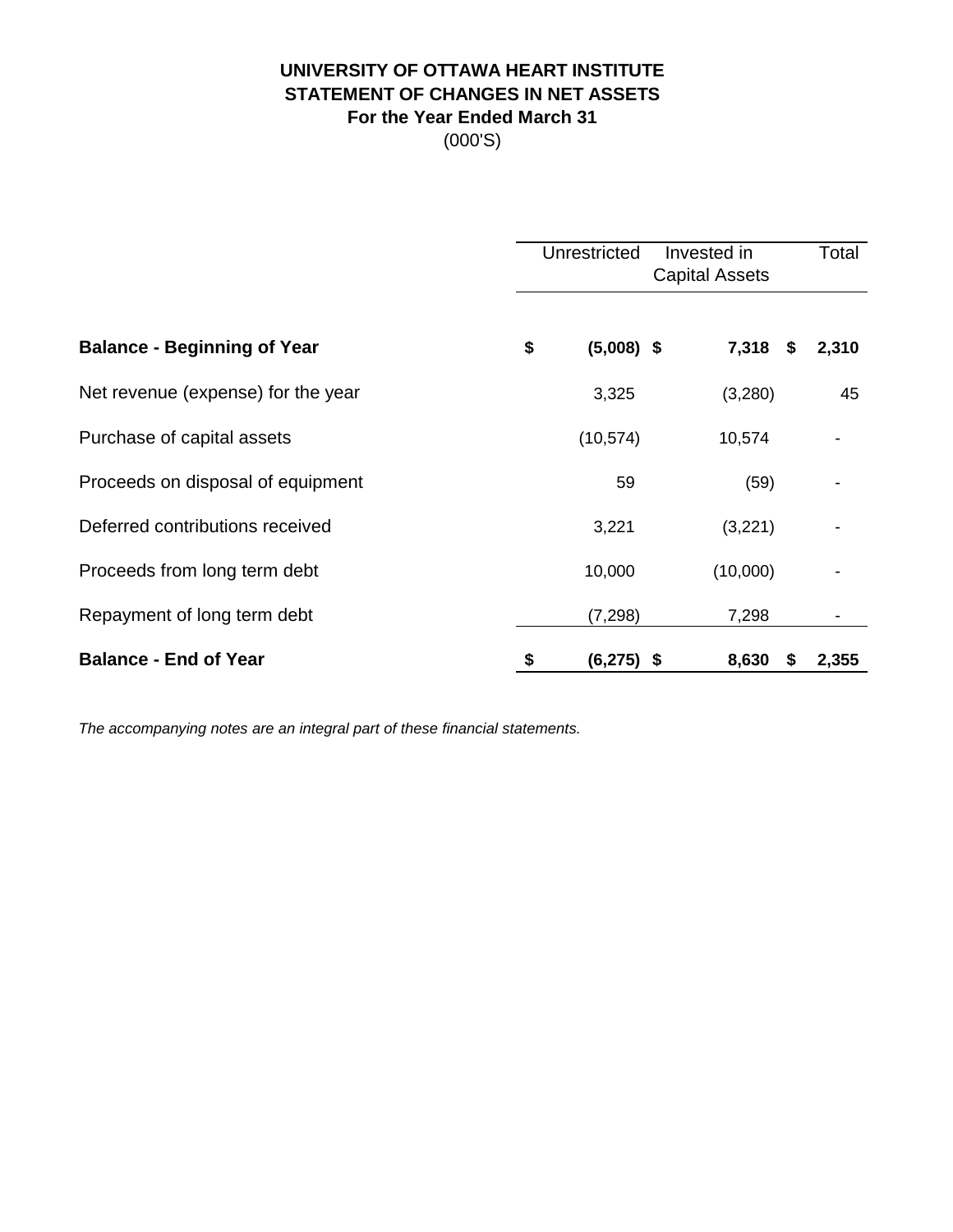# UNIVERSITY OF OTTAWA HEART INSTITUTE
## STATEMENT OF CHANGES IN NET ASSETS
### For the Year Ended March 31
(000'S)

| | Unrestricted | Invested in Capital Assets | Total |
|---|---|---|---|
| **Balance - Beginning of Year** | **$ (5,008)** | **$ 7,318** | **$ 2,310** |
| Net revenue (expense) for the year | 3,325 | (3,280) | 45 |
| Purchase of capital assets | (10,574) | 10,574 | - |
| Proceeds on disposal of equipment | 59 | (59) | - |
| Deferred contributions received | 3,221 | (3,221) | - |
| Proceeds from long term debt | 10,000 | (10,000) | - |
| Repayment of long term debt | (7,298) | 7,298 | - |
| **Balance - End of Year** | **$ (6,275)** | **$ 8,630** | **$ 2,355** |

*The accompanying notes are an integral part of these financial statements.*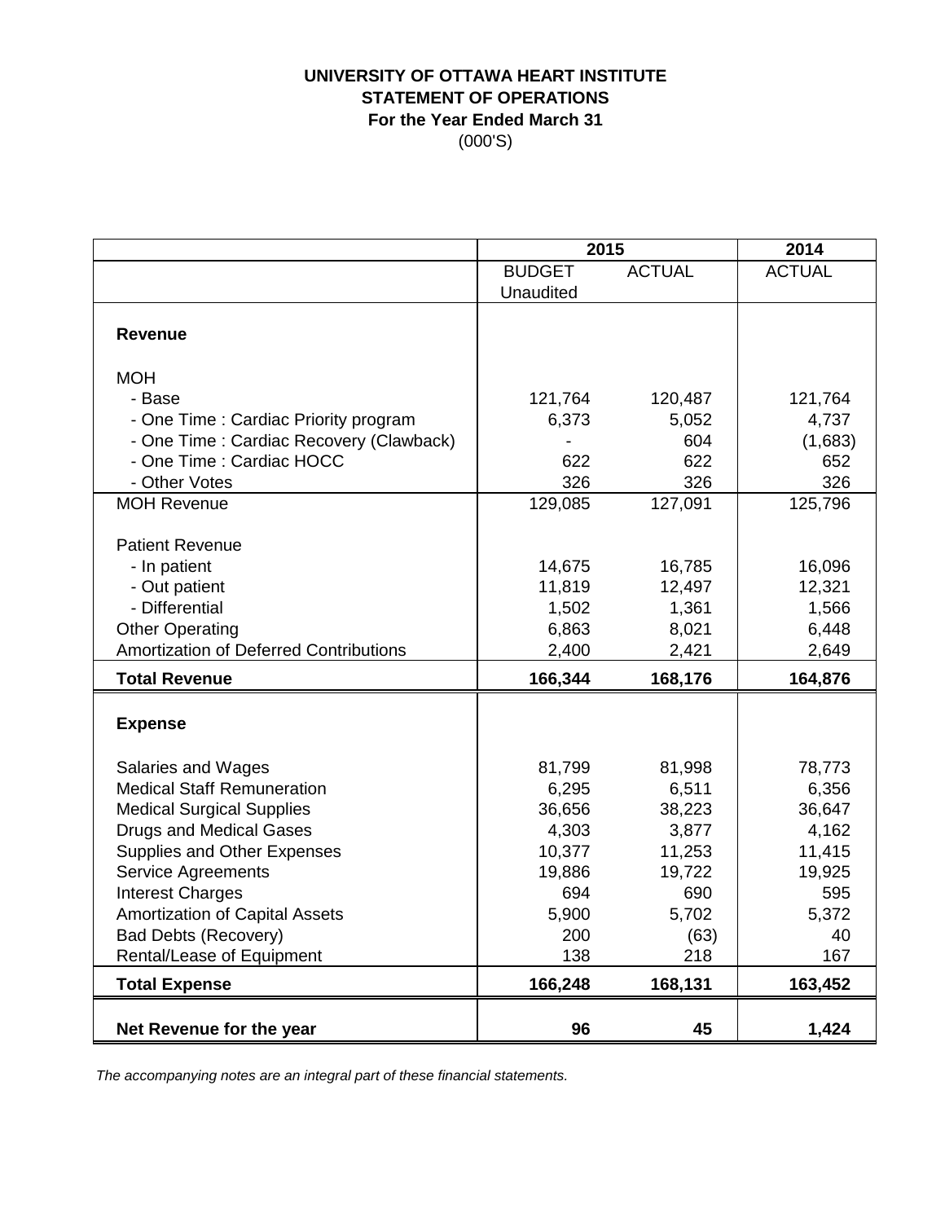**UNIVERSITY OF OTTAWA HEART INSTITUTE**
**STATEMENT OF OPERATIONS**
**For the Year Ended March 31**
(000'S)

| | 2015 | | 2014 |
|---|---|---|---|
| | BUDGET Unaudited | ACTUAL | ACTUAL |
| **Revenue** | | | |
| MOH | | | |
| - Base | 121,764 | 120,487 | 121,764 |
| - One Time : Cardiac Priority program | 6,373 | 5,052 | 4,737 |
| - One Time : Cardiac Recovery (Clawback) | - | 604 | (1,683) |
| - One Time : Cardiac HOCC | 622 | 622 | 652 |
| - Other Votes | 326 | 326 | 326 |
| MOH Revenue | 129,085 | 127,091 | 125,796 |
| Patient Revenue | | | |
| - In patient | 14,675 | 16,785 | 16,096 |
| - Out patient | 11,819 | 12,497 | 12,321 |
| - Differential | 1,502 | 1,361 | 1,566 |
| Other Operating | 6,863 | 8,021 | 6,448 |
| Amortization of Deferred Contributions | 2,400 | 2,421 | 2,649 |
| **Total Revenue** | **166,344** | **168,176** | **164,876** |
| **Expense** | | | |
| Salaries and Wages | 81,799 | 81,998 | 78,773 |
| Medical Staff Remuneration | 6,295 | 6,511 | 6,356 |
| Medical Surgical Supplies | 36,656 | 38,223 | 36,647 |
| Drugs and Medical Gases | 4,303 | 3,877 | 4,162 |
| Supplies and Other Expenses | 10,377 | 11,253 | 11,415 |
| Service Agreements | 19,886 | 19,722 | 19,925 |
| Interest Charges | 694 | 690 | 595 |
| Amortization of Capital Assets | 5,900 | 5,702 | 5,372 |
| Bad Debts (Recovery) | 200 | (63) | 40 |
| Rental/Lease of Equipment | 138 | 218 | 167 |
| **Total Expense** | **166,248** | **168,131** | **163,452** |
| **Net Revenue for the year** | **96** | **45** | **1,424** |

*The accompanying notes are an integral part of these financial statements.*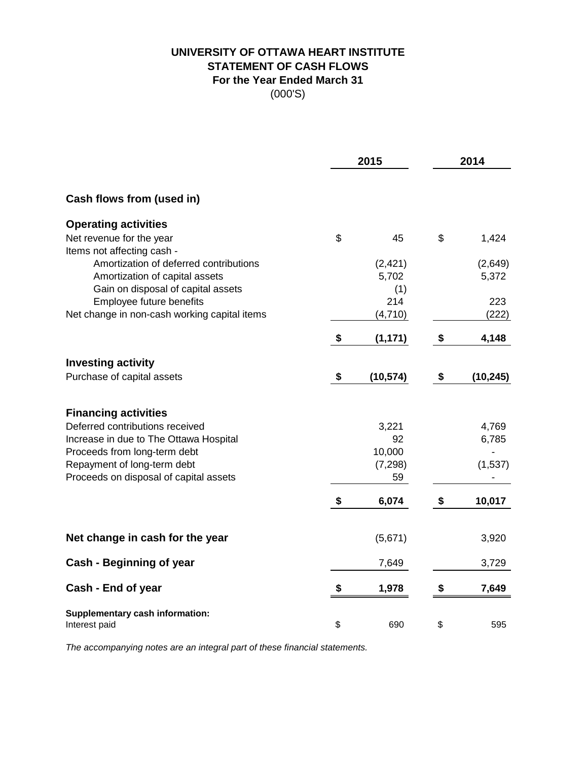# UNIVERSITY OF OTTAWA HEART INSTITUTE
## STATEMENT OF CASH FLOWS
### For the Year Ended March 31
(000'S)

| | 2015 | 2014 |
|---|---|---|
| **Cash flows from (used in)** | | |
| **Operating activities** | | |
| Net revenue for the year | $ 45 | $ 1,424 |
| Items not affecting cash - | | |
| Amortization of deferred contributions | (2,421) | (2,649) |
| Amortization of capital assets | 5,702 | 5,372 |
| Gain on disposal of capital assets | (1) | |
| Employee future benefits | 214 | 223 |
| Net change in non-cash working capital items | (4,710) | (222) |
| | **$ (1,171)** | **$ 4,148** |
| **Investing activity** | | |
| Purchase of capital assets | **$ (10,574)** | **$ (10,245)** |
| **Financing activities** | | |
| Deferred contributions received | 3,221 | 4,769 |
| Increase in due to The Ottawa Hospital | 92 | 6,785 |
| Proceeds from long-term debt | 10,000 | - |
| Repayment of long-term debt | (7,298) | (1,537) |
| Proceeds on disposal of capital assets | 59 | - |
| | **$ 6,074** | **$ 10,017** |
| **Net change in cash for the year** | (5,671) | 3,920 |
| **Cash - Beginning of year** | 7,649 | 3,729 |
| **Cash - End of year** | **$ 1,978** | **$ 7,649** |
| **Supplementary cash information:** | | |
| Interest paid | $ 690 | $ 595 |

*The accompanying notes are an integral part of these financial statements.*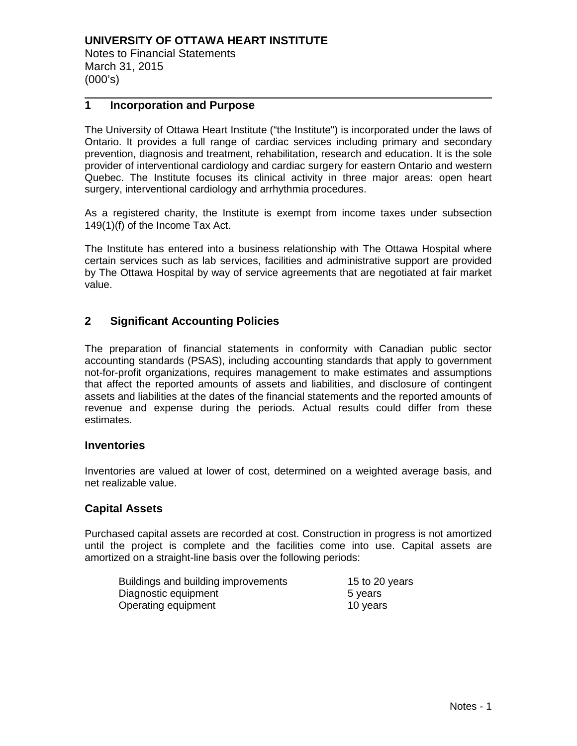**UNIVERSITY OF OTTAWA HEART INSTITUTE**
Notes to Financial Statements
March 31, 2015
(000's)

## 1 Incorporation and Purpose

The University of Ottawa Heart Institute ("the Institute") is incorporated under the laws of Ontario. It provides a full range of cardiac services including primary and secondary prevention, diagnosis and treatment, rehabilitation, research and education. It is the sole provider of interventional cardiology and cardiac surgery for eastern Ontario and western Quebec. The Institute focuses its clinical activity in three major areas: open heart surgery, interventional cardiology and arrhythmia procedures.

As a registered charity, the Institute is exempt from income taxes under subsection 149(1)(f) of the Income Tax Act.

The Institute has entered into a business relationship with The Ottawa Hospital where certain services such as lab services, facilities and administrative support are provided by The Ottawa Hospital by way of service agreements that are negotiated at fair market value.

## 2 Significant Accounting Policies

The preparation of financial statements in conformity with Canadian public sector accounting standards (PSAS), including accounting standards that apply to government not-for-profit organizations, requires management to make estimates and assumptions that affect the reported amounts of assets and liabilities, and disclosure of contingent assets and liabilities at the dates of the financial statements and the reported amounts of revenue and expense during the periods. Actual results could differ from these estimates.

### Inventories

Inventories are valued at lower of cost, determined on a weighted average basis, and net realizable value.

### Capital Assets

Purchased capital assets are recorded at cost. Construction in progress is not amortized until the project is complete and the facilities come into use. Capital assets are amortized on a straight-line basis over the following periods:

| | |
|---|---|
| Buildings and building improvements | 15 to 20 years |
| Diagnostic equipment | 5 years |
| Operating equipment | 10 years |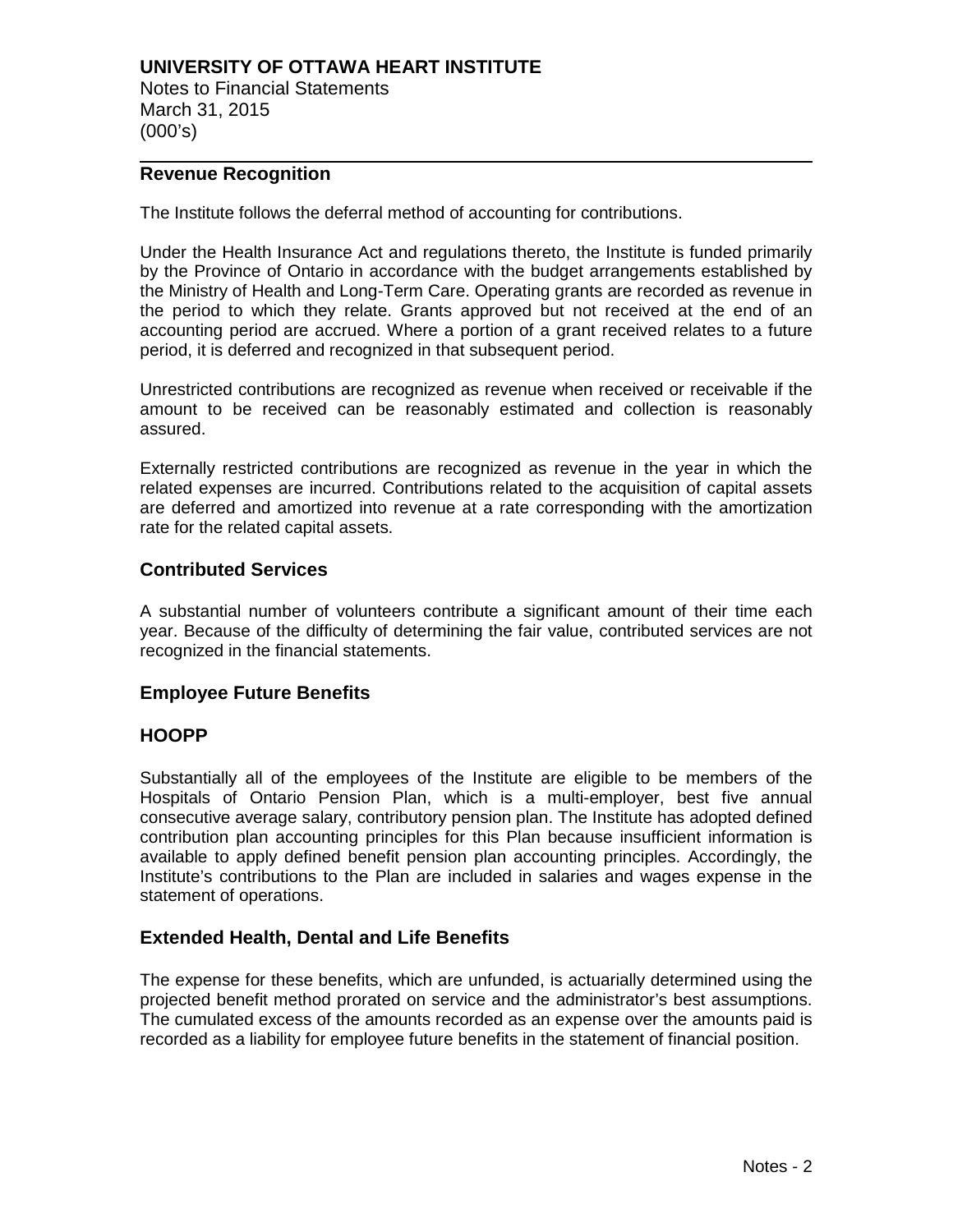## Revenue Recognition

The Institute follows the deferral method of accounting for contributions.

Under the Health Insurance Act and regulations thereto, the Institute is funded primarily by the Province of Ontario in accordance with the budget arrangements established by the Ministry of Health and Long-Term Care. Operating grants are recorded as revenue in the period to which they relate. Grants approved but not received at the end of an accounting period are accrued. Where a portion of a grant received relates to a future period, it is deferred and recognized in that subsequent period.

Unrestricted contributions are recognized as revenue when received or receivable if the amount to be received can be reasonably estimated and collection is reasonably assured.

Externally restricted contributions are recognized as revenue in the year in which the related expenses are incurred. Contributions related to the acquisition of capital assets are deferred and amortized into revenue at a rate corresponding with the amortization rate for the related capital assets.

## Contributed Services

A substantial number of volunteers contribute a significant amount of their time each year. Because of the difficulty of determining the fair value, contributed services are not recognized in the financial statements.

## Employee Future Benefits

## HOOPP

Substantially all of the employees of the Institute are eligible to be members of the Hospitals of Ontario Pension Plan, which is a multi-employer, best five annual consecutive average salary, contributory pension plan. The Institute has adopted defined contribution plan accounting principles for this Plan because insufficient information is available to apply defined benefit pension plan accounting principles. Accordingly, the Institute's contributions to the Plan are included in salaries and wages expense in the statement of operations.

## Extended Health, Dental and Life Benefits

The expense for these benefits, which are unfunded, is actuarially determined using the projected benefit method prorated on service and the administrator's best assumptions. The cumulated excess of the amounts recorded as an expense over the amounts paid is recorded as a liability for employee future benefits in the statement of financial position.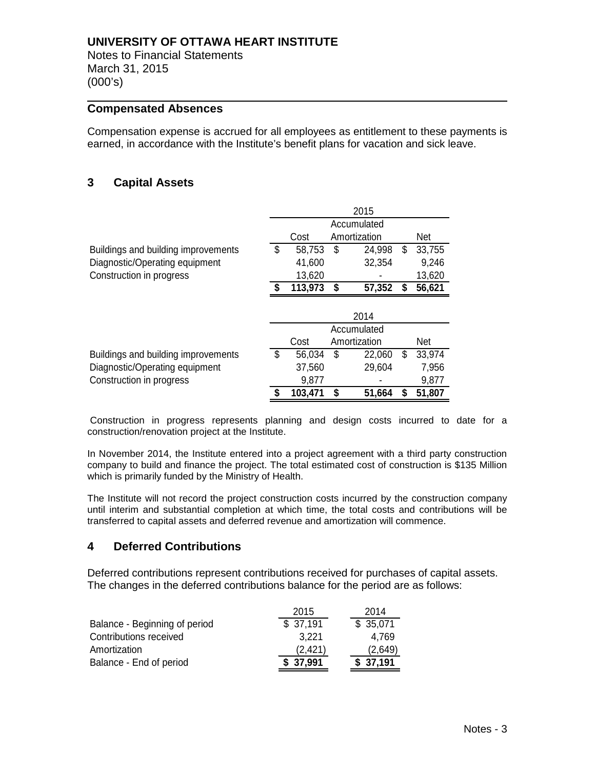## Compensated Absences

Compensation expense is accrued for all employees as entitlement to these payments is earned, in accordance with the Institute's benefit plans for vacation and sick leave.

## 3 Capital Assets

| | 2015 | | |
|---|---|---|---|
| | Cost | Accumulated Amortization | Net |
| Buildings and building improvements | $ 58,753 | $ 24,998 | $ 33,755 |
| Diagnostic/Operating equipment | 41,600 | 32,354 | 9,246 |
| Construction in progress | 13,620 | - | 13,620 |
| | **$ 113,973** | **$ 57,352** | **$ 56,621** |

| | 2014 | | |
|---|---|---|---|
| | Cost | Accumulated Amortization | Net |
| Buildings and building improvements | $ 56,034 | $ 22,060 | $ 33,974 |
| Diagnostic/Operating equipment | 37,560 | 29,604 | 7,956 |
| Construction in progress | 9,877 | - | 9,877 |
| | **$ 103,471** | **$ 51,664** | **$ 51,807** |

Construction in progress represents planning and design costs incurred to date for a construction/renovation project at the Institute.

In November 2014, the Institute entered into a project agreement with a third party construction company to build and finance the project. The total estimated cost of construction is $135 Million which is primarily funded by the Ministry of Health.

The Institute will not record the project construction costs incurred by the construction company until interim and substantial completion at which time, the total costs and contributions will be transferred to capital assets and deferred revenue and amortization will commence.

## 4 Deferred Contributions

Deferred contributions represent contributions received for purchases of capital assets. The changes in the deferred contributions balance for the period are as follows:

| | 2015 | 2014 |
|---|---|---|
| Balance - Beginning of period | $ 37,191 | $ 35,071 |
| Contributions received | 3,221 | 4,769 |
| Amortization | (2,421) | (2,649) |
| Balance - End of period | **$ 37,991** | **$ 37,191** |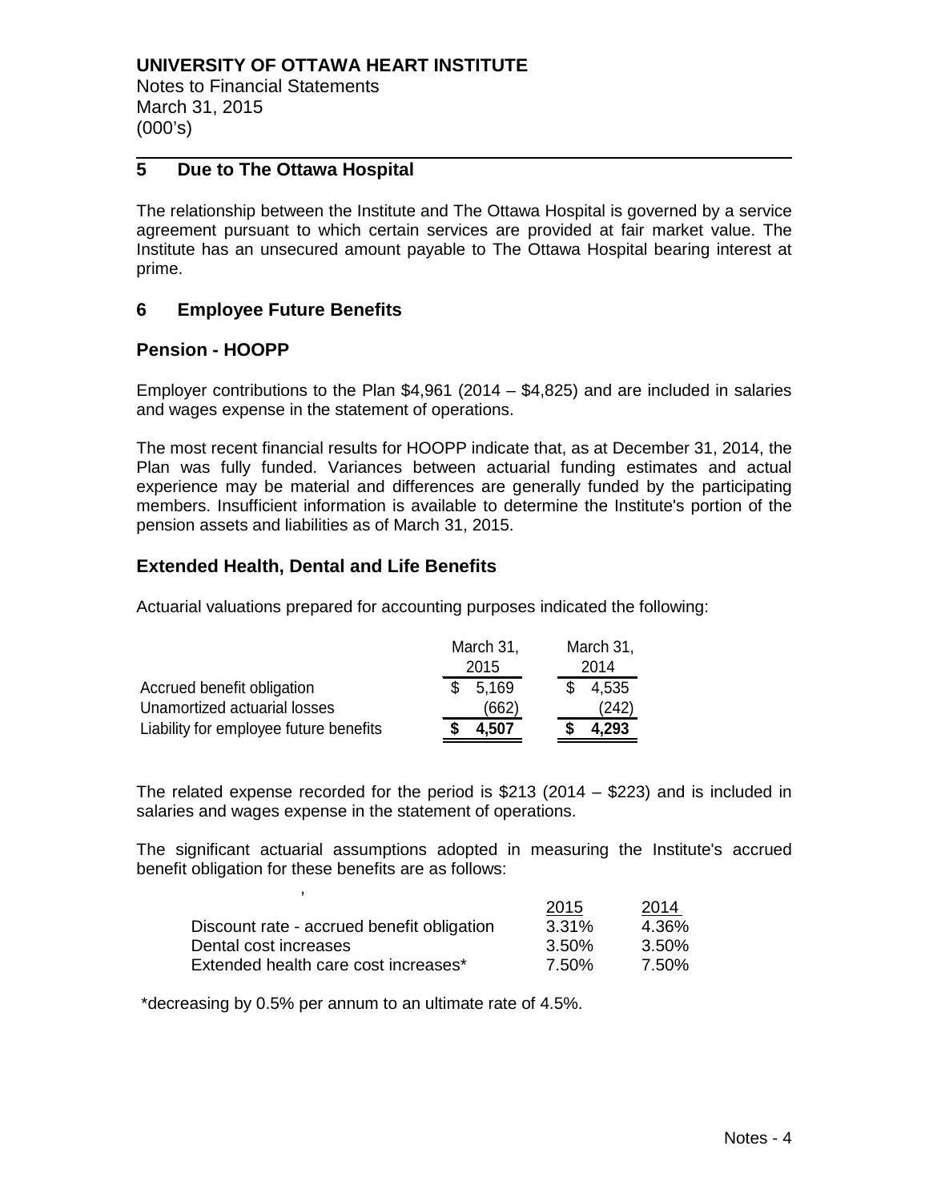# UNIVERSITY OF OTTAWA HEART INSTITUTE

Notes to Financial Statements
March 31, 2015
(000's)

## 5 Due to The Ottawa Hospital

The relationship between the Institute and The Ottawa Hospital is governed by a service agreement pursuant to which certain services are provided at fair market value. The Institute has an unsecured amount payable to The Ottawa Hospital bearing interest at prime.

## 6 Employee Future Benefits

### Pension - HOOPP

Employer contributions to the Plan $4,961 (2014 – $4,825) and are included in salaries and wages expense in the statement of operations.

The most recent financial results for HOOPP indicate that, as at December 31, 2014, the Plan was fully funded. Variances between actuarial funding estimates and actual experience may be material and differences are generally funded by the participating members. Insufficient information is available to determine the Institute's portion of the pension assets and liabilities as of March 31, 2015.

### Extended Health, Dental and Life Benefits

Actuarial valuations prepared for accounting purposes indicated the following:

| | March 31, 2015 | March 31, 2014 |
|---|---|---|
| Accrued benefit obligation | $ 5,169 | $ 4,535 |
| Unamortized actuarial losses | (662) | (242) |
| Liability for employee future benefits | **$ 4,507** | **$ 4,293** |

The related expense recorded for the period is $213 (2014 – $223) and is included in salaries and wages expense in the statement of operations.

The significant actuarial assumptions adopted in measuring the Institute's accrued benefit obligation for these benefits are as follows:

| | 2015 | 2014 |
|---|---|---|
| Discount rate - accrued benefit obligation | 3.31% | 4.36% |
| Dental cost increases | 3.50% | 3.50% |
| Extended health care cost increases* | 7.50% | 7.50% |

*decreasing by 0.5% per annum to an ultimate rate of 4.5%.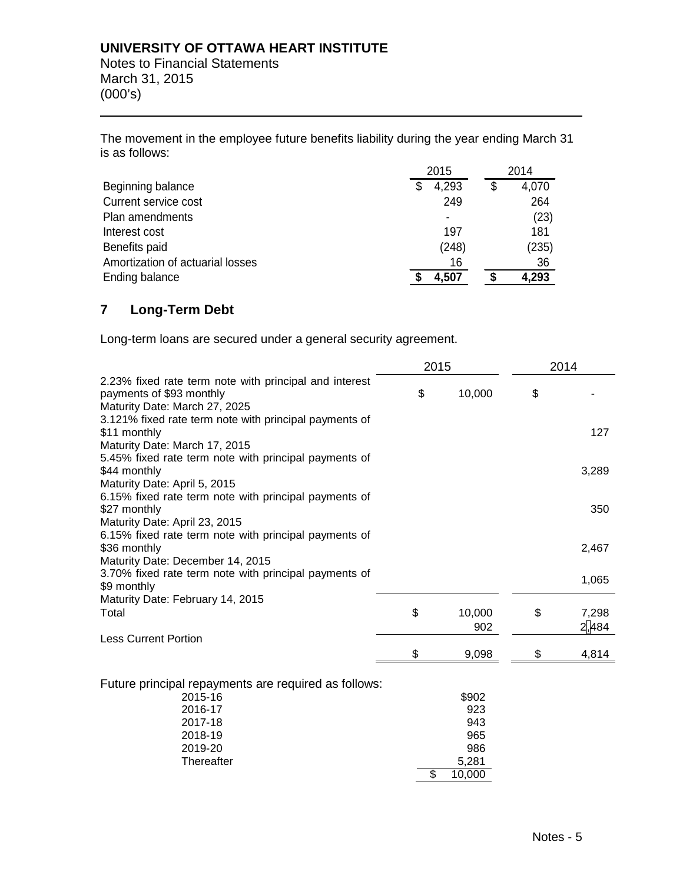The movement in the employee future benefits liability during the year ending March 31 is as follows:

| | 2015 | 2014 |
|---|---|---|
| Beginning balance | $ 4,293 | $ 4,070 |
| Current service cost | 249 | 264 |
| Plan amendments | - | (23) |
| Interest cost | 197 | 181 |
| Benefits paid | (248) | (235) |
| Amortization of actuarial losses | 16 | 36 |
| Ending balance | **$ 4,507** | **$ 4,293** |

## 7 Long-Term Debt

Long-term loans are secured under a general security agreement.

| | 2015 | 2014 |
|---|---|---|
| 2.23% fixed rate term note with principal and interest payments of $93 monthly<br>Maturity Date: March 27, 2025 | $ 10,000 | $ - |
| 3.121% fixed rate term note with principal payments of $11 monthly<br>Maturity Date: March 17, 2015 | | 127 |
| 5.45% fixed rate term note with principal payments of $44 monthly<br>Maturity Date: April 5, 2015 | | 3,289 |
| 6.15% fixed rate term note with principal payments of $27 monthly<br>Maturity Date: April 23, 2015 | | 350 |
| 6.15% fixed rate term note with principal payments of $36 monthly<br>Maturity Date: December 14, 2015 | | 2,467 |
| 3.70% fixed rate term note with principal payments of $9 monthly<br>Maturity Date: February 14, 2015 | | 1,065 |
| Total | $ 10,000 | $ 7,298 |
| Less Current Portion | 902 | 2,484 |
| | $ 9,098 | $ 4,814 |

Future principal repayments are required as follows:

| | |
|---|---|
| 2015-16 | $902 |
| 2016-17 | 923 |
| 2017-18 | 943 |
| 2018-19 | 965 |
| 2019-20 | 986 |
| Thereafter | 5,281 |
| | $ 10,000 |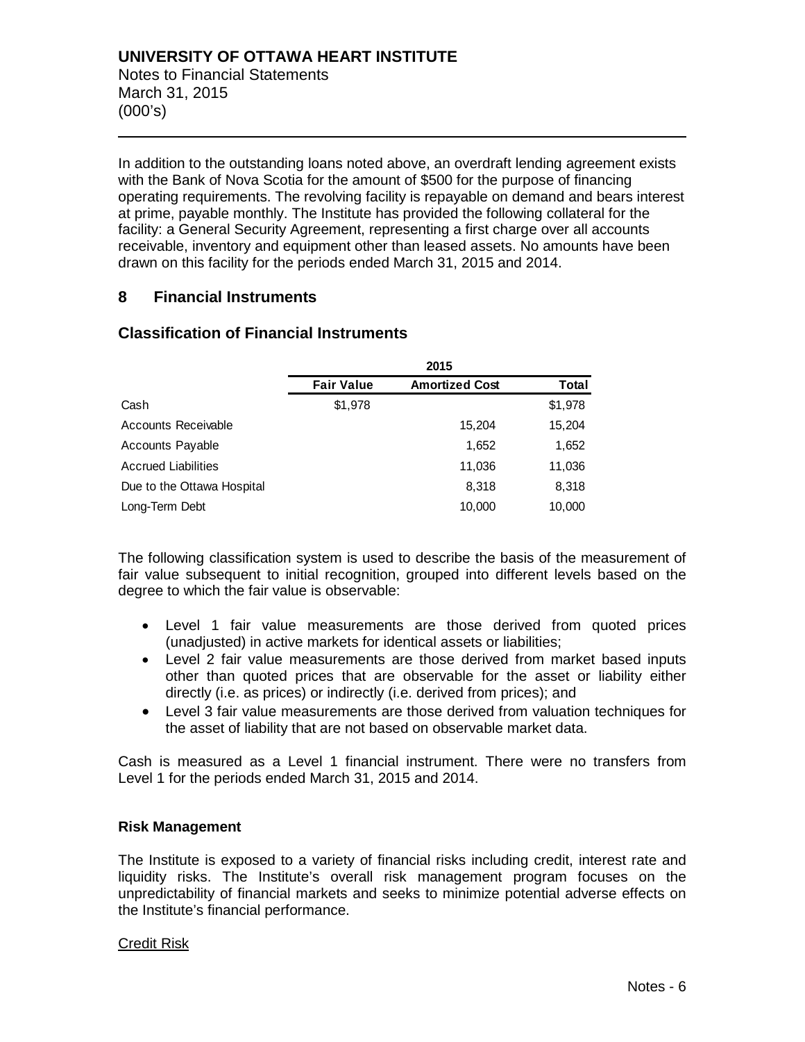In addition to the outstanding loans noted above, an overdraft lending agreement exists with the Bank of Nova Scotia for the amount of $500 for the purpose of financing operating requirements. The revolving facility is repayable on demand and bears interest at prime, payable monthly. The Institute has provided the following collateral for the facility: a General Security Agreement, representing a first charge over all accounts receivable, inventory and equipment other than leased assets. No amounts have been drawn on this facility for the periods ended March 31, 2015 and 2014.

## 8 Financial Instruments

### Classification of Financial Instruments

| | 2015 | | |
|---|---|---|---|
| | **Fair Value** | **Amortized Cost** | **Total** |
| Cash | $1,978 | | $1,978 |
| Accounts Receivable | | 15,204 | 15,204 |
| Accounts Payable | | 1,652 | 1,652 |
| Accrued Liabilities | | 11,036 | 11,036 |
| Due to the Ottawa Hospital | | 8,318 | 8,318 |
| Long-Term Debt | | 10,000 | 10,000 |

The following classification system is used to describe the basis of the measurement of fair value subsequent to initial recognition, grouped into different levels based on the degree to which the fair value is observable:

- Level 1 fair value measurements are those derived from quoted prices (unadjusted) in active markets for identical assets or liabilities;
- Level 2 fair value measurements are those derived from market based inputs other than quoted prices that are observable for the asset or liability either directly (i.e. as prices) or indirectly (i.e. derived from prices); and
- Level 3 fair value measurements are those derived from valuation techniques for the asset of liability that are not based on observable market data.

Cash is measured as a Level 1 financial instrument. There were no transfers from Level 1 for the periods ended March 31, 2015 and 2014.

**Risk Management**

The Institute is exposed to a variety of financial risks including credit, interest rate and liquidity risks. The Institute's overall risk management program focuses on the unpredictability of financial markets and seeks to minimize potential adverse effects on the Institute's financial performance.

Credit Risk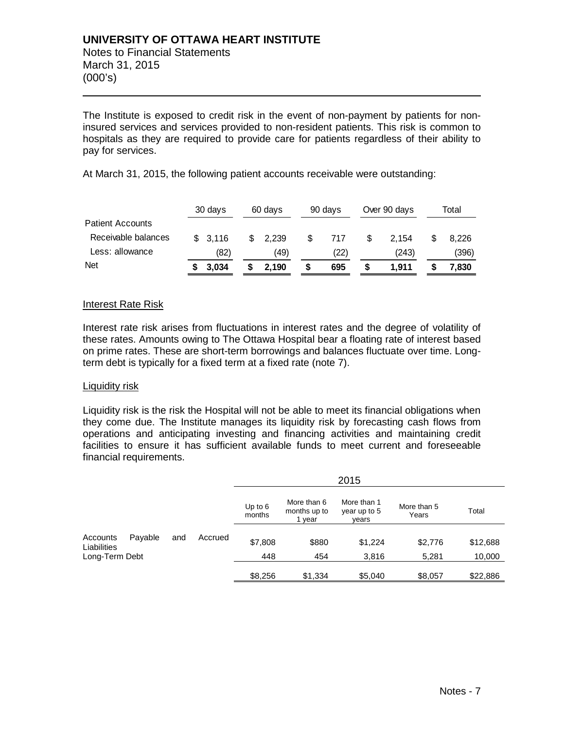The Institute is exposed to credit risk in the event of non-payment by patients for non-insured services and services provided to non-resident patients. This risk is common to hospitals as they are required to provide care for patients regardless of their ability to pay for services.

At March 31, 2015, the following patient accounts receivable were outstanding:

| | 30 days | 60 days | 90 days | Over 90 days | Total |
|---|---|---|---|---|---|
| Patient Accounts | | | | | |
| Receivable balances | $ 3,116 | $ 2,239 | $ 717 | $ 2,154 | $ 8,226 |
| Less: allowance | (82) | (49) | (22) | (243) | (396) |
| Net | **$ 3,034** | **$ 2,190** | **$ 695** | **$ 1,911** | **$ 7,830** |

## Interest Rate Risk

Interest rate risk arises from fluctuations in interest rates and the degree of volatility of these rates. Amounts owing to The Ottawa Hospital bear a floating rate of interest based on prime rates. These are short-term borrowings and balances fluctuate over time. Long-term debt is typically for a fixed term at a fixed rate (note 7).

## Liquidity risk

Liquidity risk is the risk the Hospital will not be able to meet its financial obligations when they come due. The Institute manages its liquidity risk by forecasting cash flows from operations and anticipating investing and financing activities and maintaining credit facilities to ensure it has sufficient available funds to meet current and foreseeable financial requirements.

| | 2015 | | | | |
|---|---|---|---|---|---|
| | Up to 6 months | More than 6 months up to 1 year | More than 1 year up to 5 years | More than 5 Years | Total |
| Accounts Payable and Accrued Liabilities | $7,808 | $880 | $1,224 | $2,776 | $12,688 |
| Long-Term Debt | 448 | 454 | 3,816 | 5,281 | 10,000 |
| | $8,256 | $1,334 | $5,040 | $8,057 | $22,886 |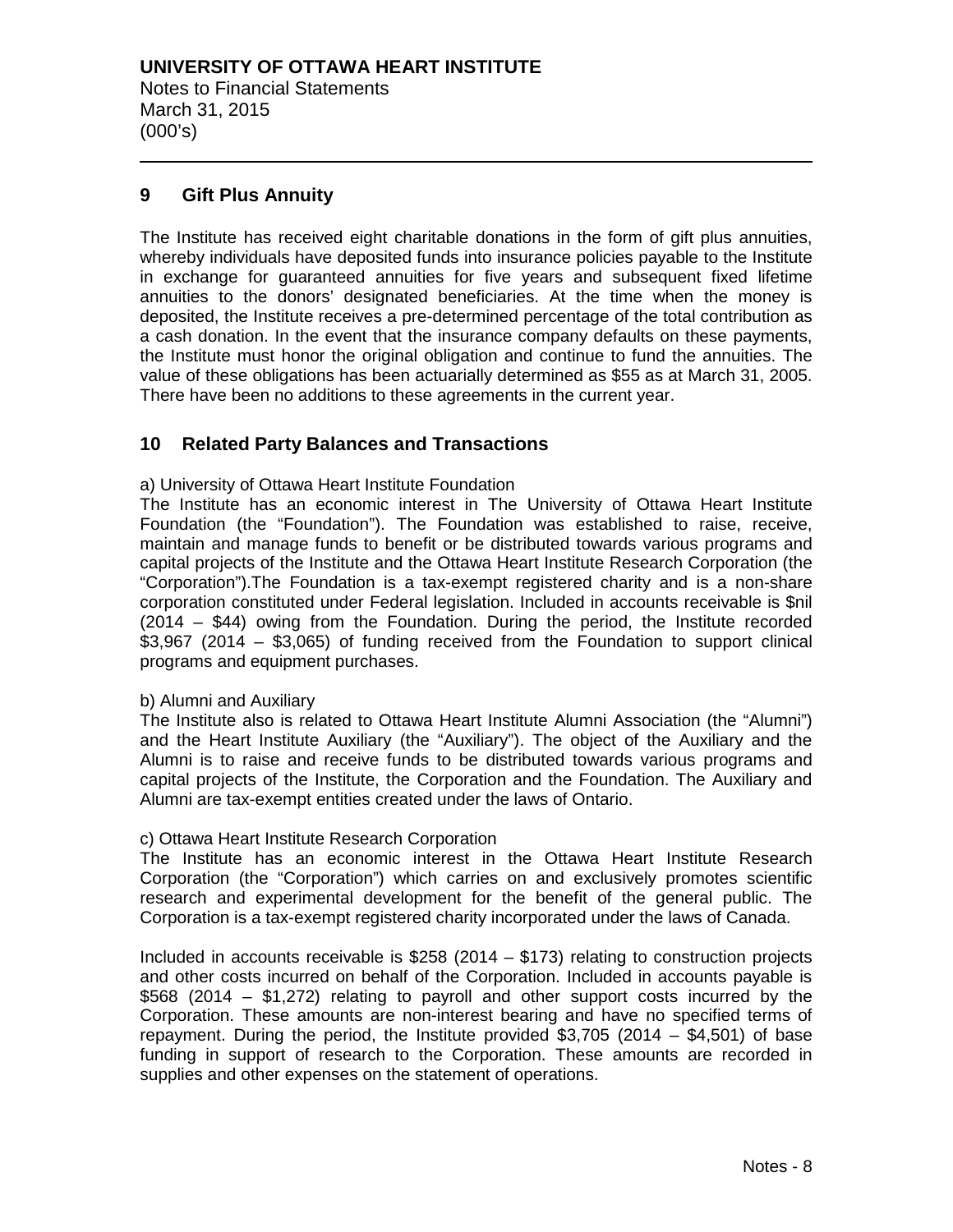## 9 Gift Plus Annuity

The Institute has received eight charitable donations in the form of gift plus annuities, whereby individuals have deposited funds into insurance policies payable to the Institute in exchange for guaranteed annuities for five years and subsequent fixed lifetime annuities to the donors' designated beneficiaries. At the time when the money is deposited, the Institute receives a pre-determined percentage of the total contribution as a cash donation. In the event that the insurance company defaults on these payments, the Institute must honor the original obligation and continue to fund the annuities. The value of these obligations has been actuarially determined as $55 as at March 31, 2005. There have been no additions to these agreements in the current year.

## 10 Related Party Balances and Transactions

a) University of Ottawa Heart Institute Foundation

The Institute has an economic interest in The University of Ottawa Heart Institute Foundation (the "Foundation"). The Foundation was established to raise, receive, maintain and manage funds to benefit or be distributed towards various programs and capital projects of the Institute and the Ottawa Heart Institute Research Corporation (the "Corporation").The Foundation is a tax-exempt registered charity and is a non-share corporation constituted under Federal legislation. Included in accounts receivable is $nil (2014 – $44) owing from the Foundation. During the period, the Institute recorded $3,967 (2014 – $3,065) of funding received from the Foundation to support clinical programs and equipment purchases.

b) Alumni and Auxiliary

The Institute also is related to Ottawa Heart Institute Alumni Association (the "Alumni") and the Heart Institute Auxiliary (the "Auxiliary"). The object of the Auxiliary and the Alumni is to raise and receive funds to be distributed towards various programs and capital projects of the Institute, the Corporation and the Foundation. The Auxiliary and Alumni are tax-exempt entities created under the laws of Ontario.

c) Ottawa Heart Institute Research Corporation

The Institute has an economic interest in the Ottawa Heart Institute Research Corporation (the "Corporation") which carries on and exclusively promotes scientific research and experimental development for the benefit of the general public. The Corporation is a tax-exempt registered charity incorporated under the laws of Canada.

Included in accounts receivable is $258 (2014 – $173) relating to construction projects and other costs incurred on behalf of the Corporation. Included in accounts payable is $568 (2014 – $1,272) relating to payroll and other support costs incurred by the Corporation. These amounts are non-interest bearing and have no specified terms of repayment. During the period, the Institute provided $3,705 (2014 – $4,501) of base funding in support of research to the Corporation. These amounts are recorded in supplies and other expenses on the statement of operations.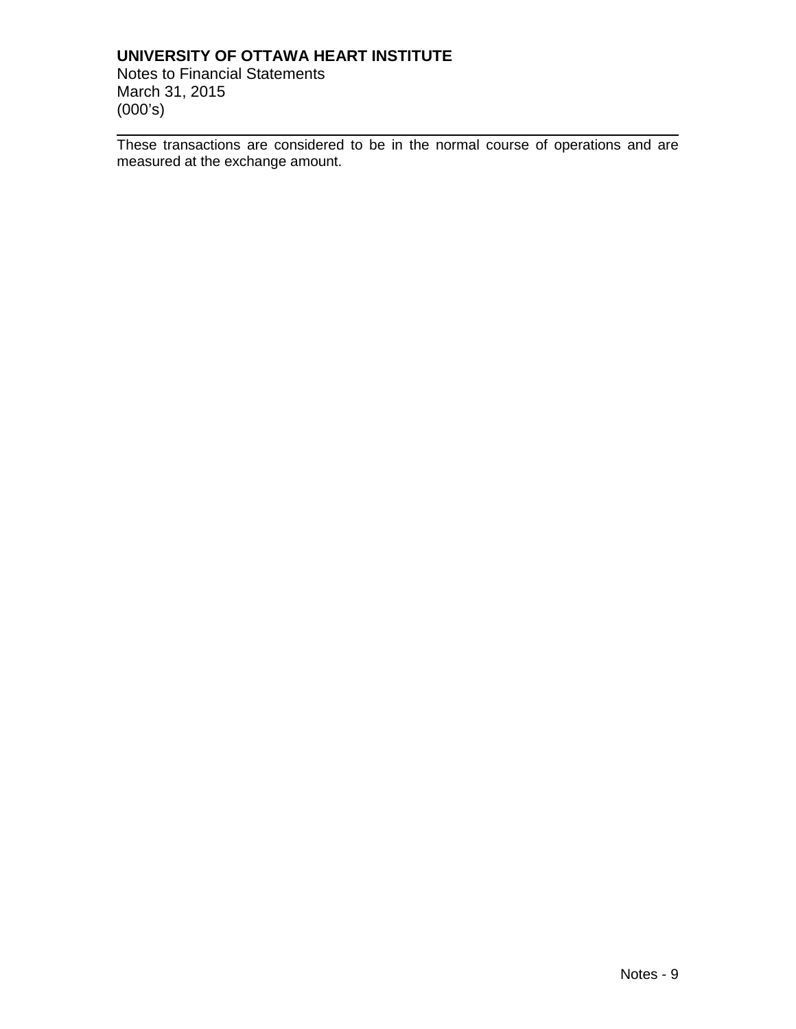These transactions are considered to be in the normal course of operations and are measured at the exchange amount.